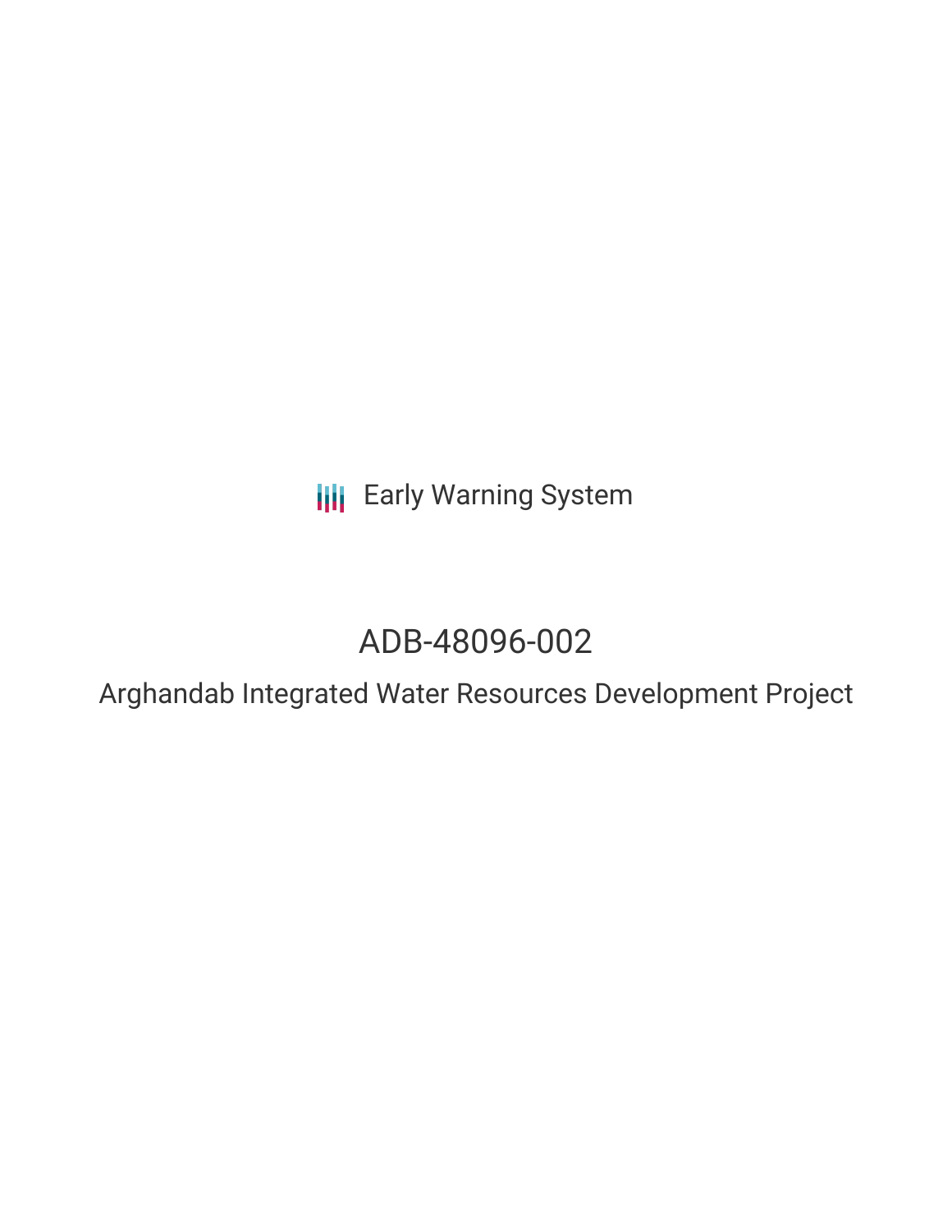Early Warning System

# ADB-48096-002

## Arghandab Integrated Water Resources Development Project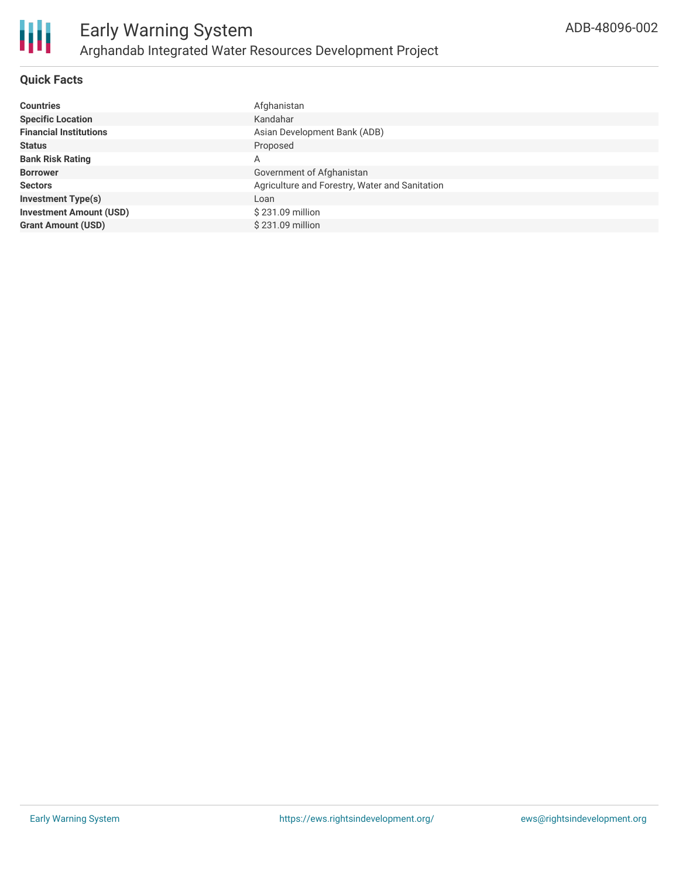# Early Warning System

## Arghandab Integrated Water Resources Development Project

ADB-48096-002

### Quick Facts

| | |
|---|---|
| **Countries** | Afghanistan |
| **Specific Location** | Kandahar |
| **Financial Institutions** | Asian Development Bank (ADB) |
| **Status** | Proposed |
| **Bank Risk Rating** | A |
| **Borrower** | Government of Afghanistan |
| **Sectors** | Agriculture and Forestry, Water and Sanitation |
| **Investment Type(s)** | Loan |
| **Investment Amount (USD)** | $ 231.09 million |
| **Grant Amount (USD)** | $ 231.09 million |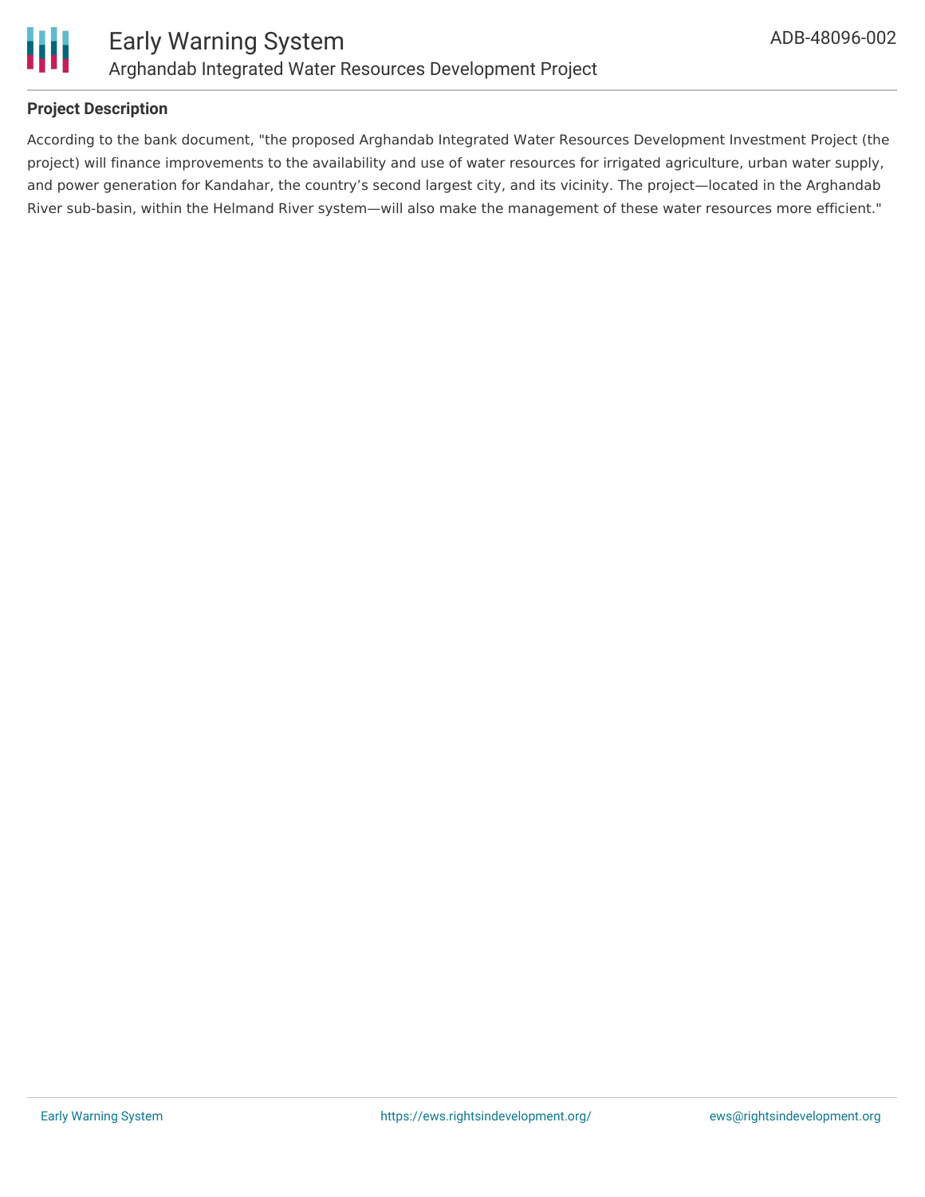## Project Description

According to the bank document, "the proposed Arghandab Integrated Water Resources Development Investment Project (the project) will finance improvements to the availability and use of water resources for irrigated agriculture, urban water supply, and power generation for Kandahar, the country's second largest city, and its vicinity. The project—located in the Arghandab River sub-basin, within the Helmand River system—will also make the management of these water resources more efficient."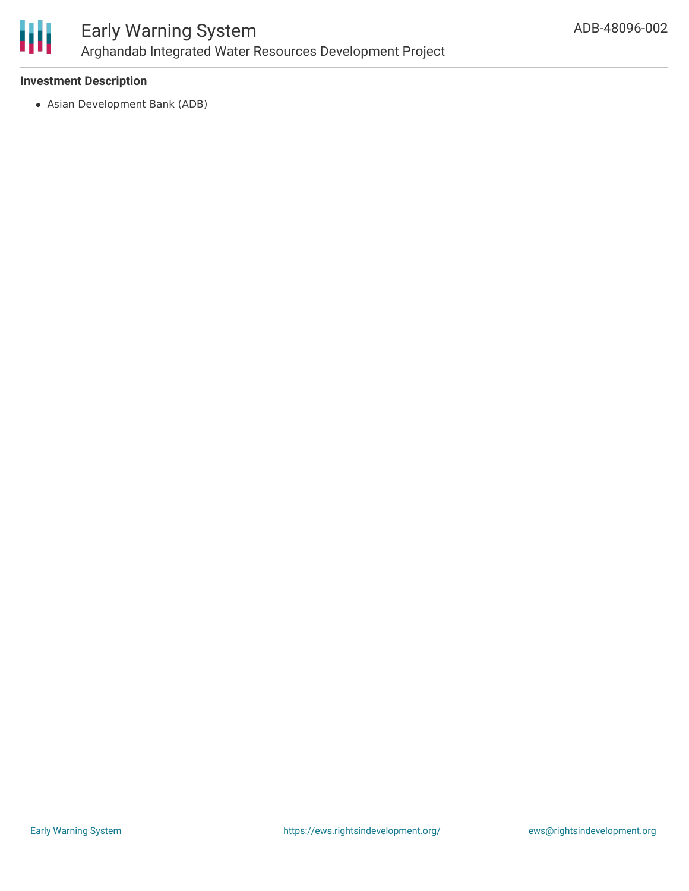**Investment Description**

- Asian Development Bank (ADB)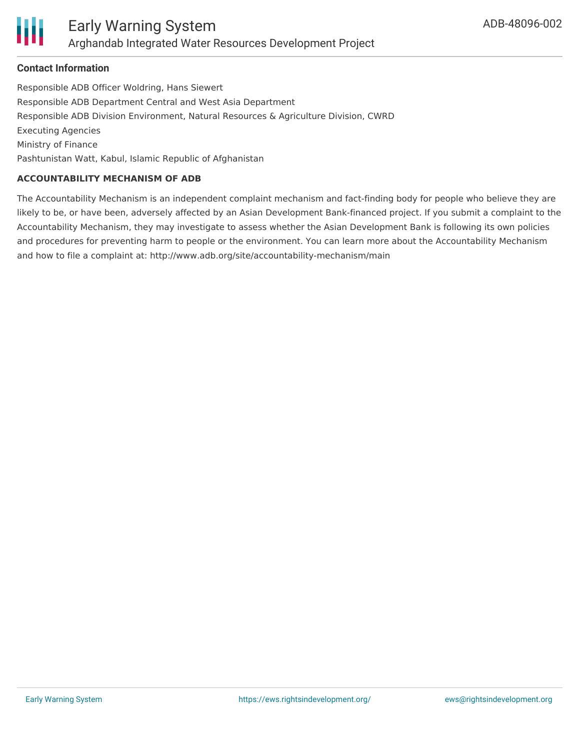### Contact Information

Responsible ADB Officer Woldring, Hans Siewert
Responsible ADB Department Central and West Asia Department
Responsible ADB Division Environment, Natural Resources & Agriculture Division, CWRD
Executing Agencies
Ministry of Finance
Pashtunistan Watt, Kabul, Islamic Republic of Afghanistan

#### ACCOUNTABILITY MECHANISM OF ADB

The Accountability Mechanism is an independent complaint mechanism and fact-finding body for people who believe they are likely to be, or have been, adversely affected by an Asian Development Bank-financed project. If you submit a complaint to the Accountability Mechanism, they may investigate to assess whether the Asian Development Bank is following its own policies and procedures for preventing harm to people or the environment. You can learn more about the Accountability Mechanism and how to file a complaint at: http://www.adb.org/site/accountability-mechanism/main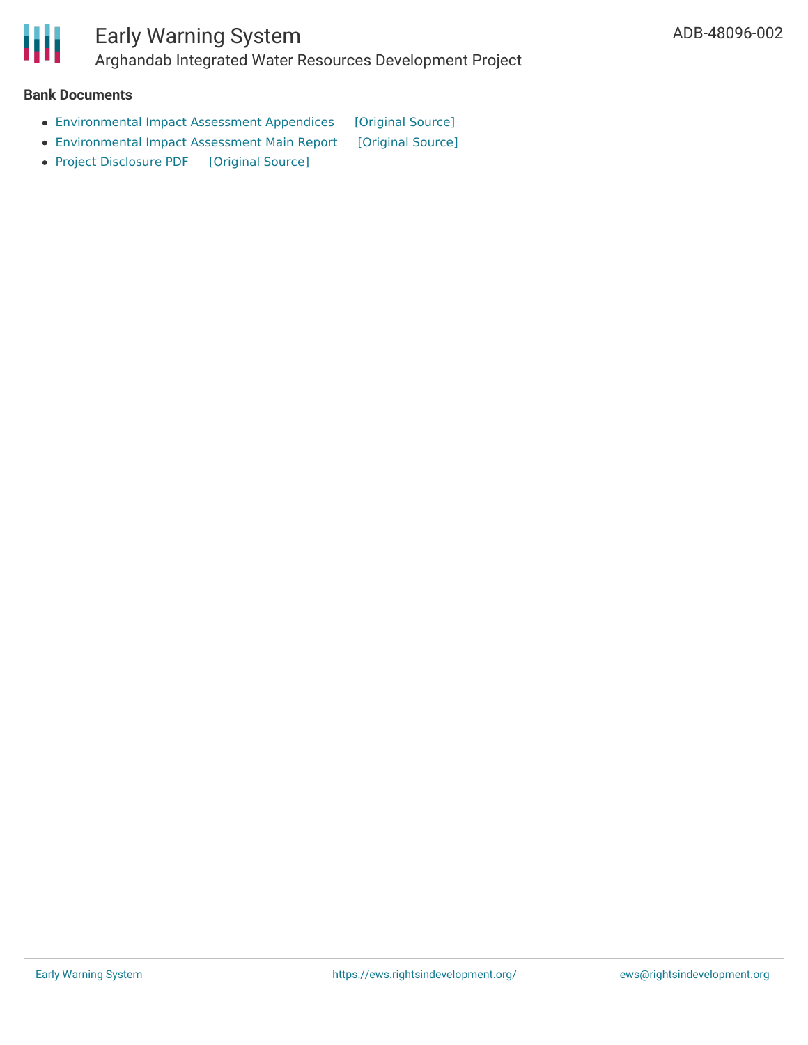**Bank Documents**

- Environmental Impact Assessment Appendices [Original Source]
- Environmental Impact Assessment Main Report [Original Source]
- Project Disclosure PDF [Original Source]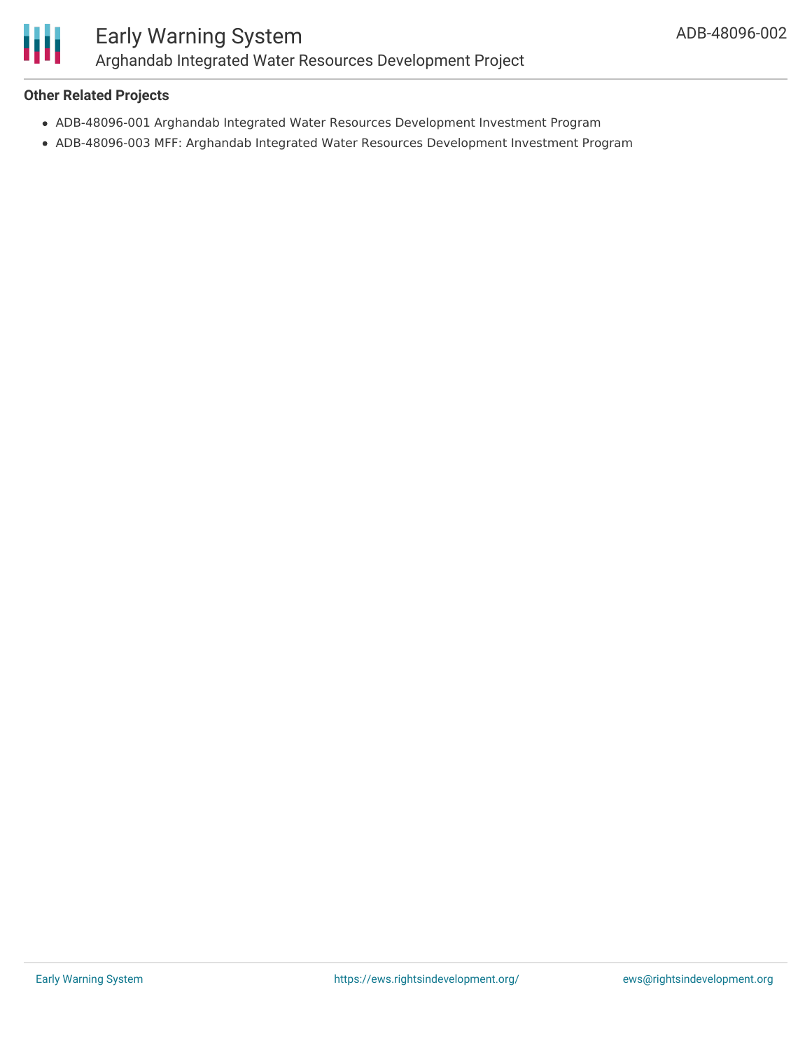**Other Related Projects**

- ADB-48096-001 Arghandab Integrated Water Resources Development Investment Program
- ADB-48096-003 MFF: Arghandab Integrated Water Resources Development Investment Program